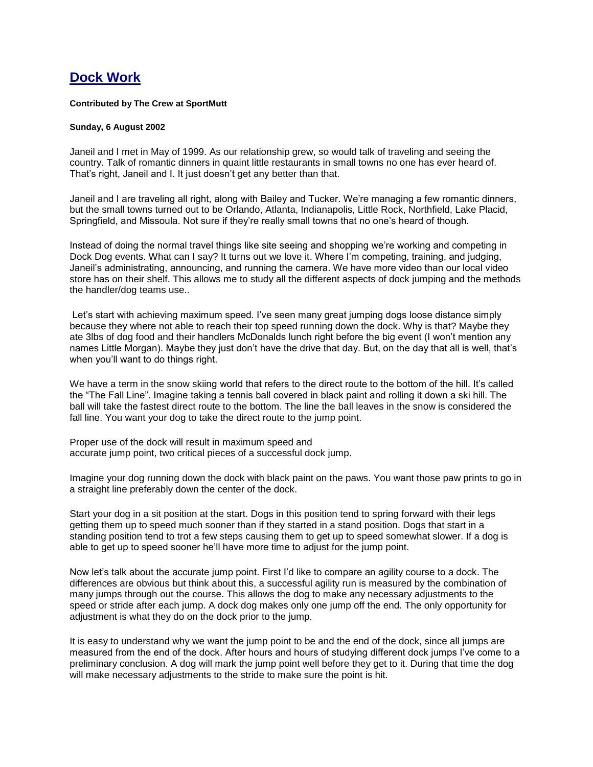# [Dock Work]

**Contributed by The Crew at SportMutt**

**Sunday, 6 August 2002**

Janeil and I met in May of 1999. As our relationship grew, so would talk of traveling and seeing the country. Talk of romantic dinners in quaint little restaurants in small towns no one has ever heard of. That's right, Janeil and I. It just doesn't get any better than that.

Janeil and I are traveling all right, along with Bailey and Tucker. We're managing a few romantic dinners, but the small towns turned out to be Orlando, Atlanta, Indianapolis, Little Rock, Northfield, Lake Placid, Springfield, and Missoula. Not sure if they're really small towns that no one's heard of though.

Instead of doing the normal travel things like site seeing and shopping we're working and competing in Dock Dog events. What can I say? It turns out we love it. Where I'm competing, training, and judging, Janeil's administrating, announcing, and running the camera. We have more video than our local video store has on their shelf. This allows me to study all the different aspects of dock jumping and the methods the handler/dog teams use..

Let's start with achieving maximum speed. I've seen many great jumping dogs loose distance simply because they where not able to reach their top speed running down the dock. Why is that? Maybe they ate 3lbs of dog food and their handlers McDonalds lunch right before the big event (I won't mention any names Little Morgan). Maybe they just don't have the drive that day. But, on the day that all is well, that's when you'll want to do things right.

We have a term in the snow skiing world that refers to the direct route to the bottom of the hill. It's called the "The Fall Line". Imagine taking a tennis ball covered in black paint and rolling it down a ski hill. The ball will take the fastest direct route to the bottom. The line the ball leaves in the snow is considered the fall line. You want your dog to take the direct route to the jump point.

Proper use of the dock will result in maximum speed and
accurate jump point, two critical pieces of a successful dock jump.

Imagine your dog running down the dock with black paint on the paws. You want those paw prints to go in a straight line preferably down the center of the dock.

Start your dog in a sit position at the start. Dogs in this position tend to spring forward with their legs getting them up to speed much sooner than if they started in a stand position. Dogs that start in a standing position tend to trot a few steps causing them to get up to speed somewhat slower. If a dog is able to get up to speed sooner he'll have more time to adjust for the jump point.

Now let's talk about the accurate jump point. First I'd like to compare an agility course to a dock. The differences are obvious but think about this, a successful agility run is measured by the combination of many jumps through out the course. This allows the dog to make any necessary adjustments to the speed or stride after each jump. A dock dog makes only one jump off the end. The only opportunity for adjustment is what they do on the dock prior to the jump.

It is easy to understand why we want the jump point to be and the end of the dock, since all jumps are measured from the end of the dock. After hours and hours of studying different dock jumps I've come to a preliminary conclusion. A dog will mark the jump point well before they get to it. During that time the dog will make necessary adjustments to the stride to make sure the point is hit.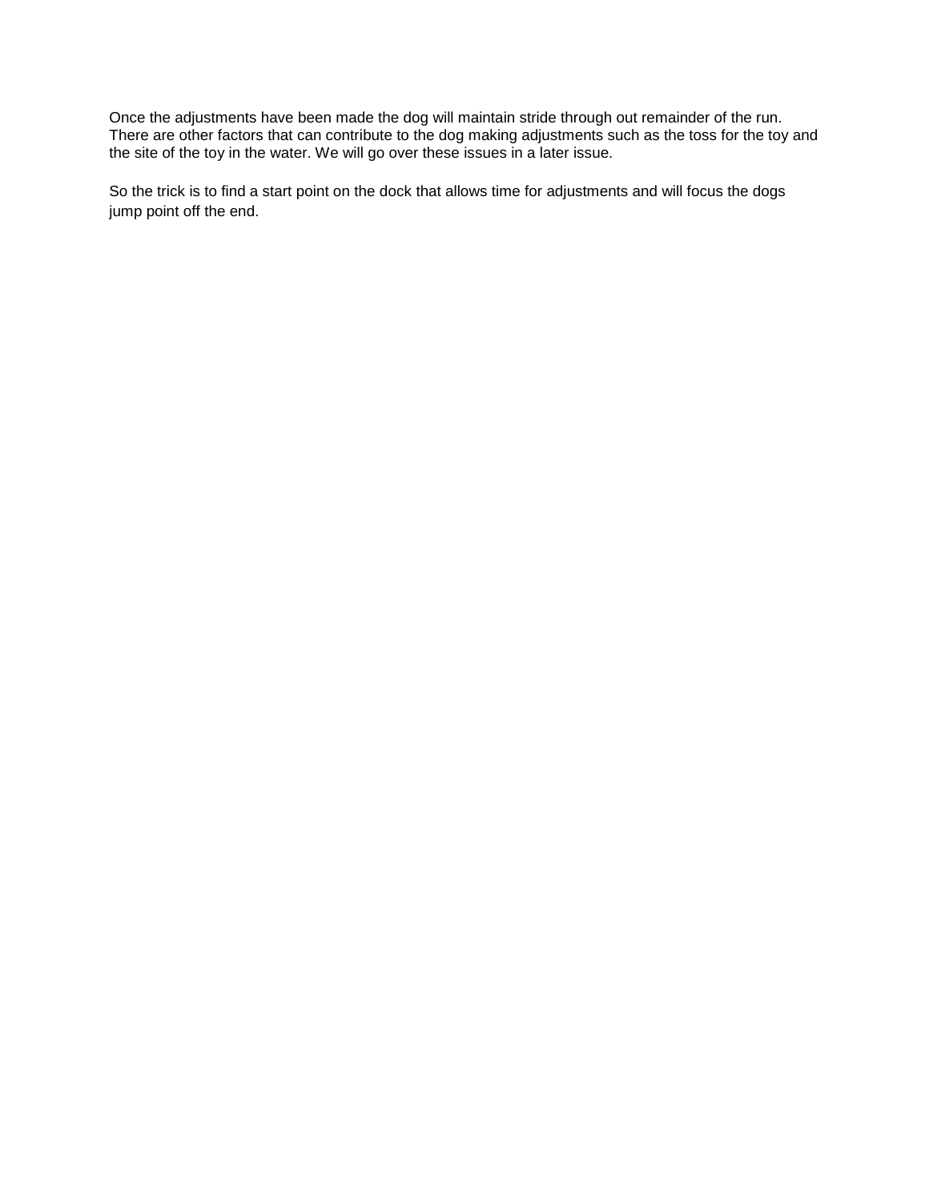Once the adjustments have been made the dog will maintain stride through out remainder of the run. There are other factors that can contribute to the dog making adjustments such as the toss for the toy and the site of the toy in the water. We will go over these issues in a later issue.

So the trick is to find a start point on the dock that allows time for adjustments and will focus the dogs jump point off the end.